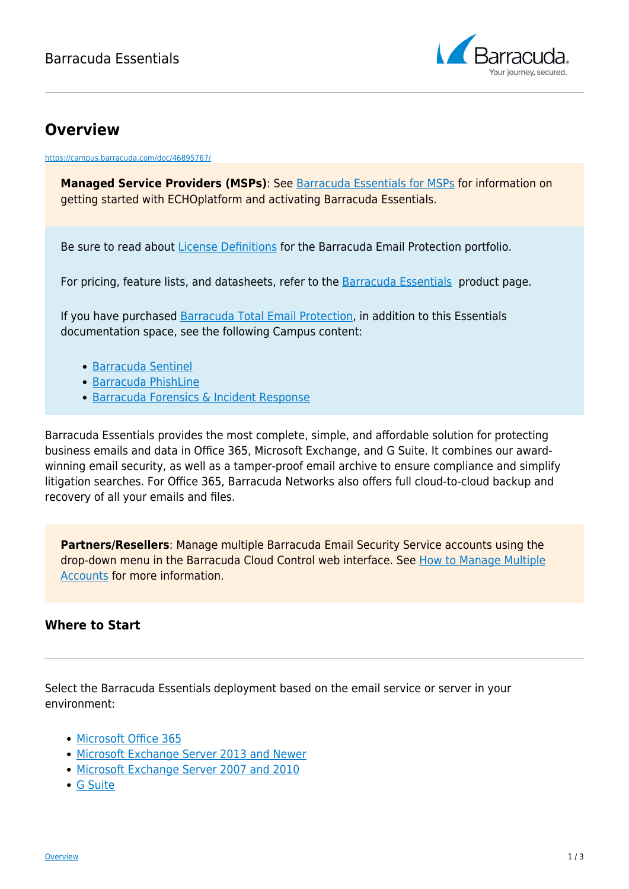# Overview

https://campus.barracuda.com/doc/46895767/

**Managed Service Providers (MSPs)**: See Barracuda Essentials for MSPs for information on getting started with ECHOplatform and activating Barracuda Essentials.

Be sure to read about License Definitions for the Barracuda Email Protection portfolio.

For pricing, feature lists, and datasheets, refer to the Barracuda Essentials product page.

If you have purchased Barracuda Total Email Protection, in addition to this Essentials documentation space, see the following Campus content:

- Barracuda Sentinel
- Barracuda PhishLine
- Barracuda Forensics & Incident Response

Barracuda Essentials provides the most complete, simple, and affordable solution for protecting business emails and data in Office 365, Microsoft Exchange, and G Suite. It combines our award-winning email security, as well as a tamper-proof email archive to ensure compliance and simplify litigation searches. For Office 365, Barracuda Networks also offers full cloud-to-cloud backup and recovery of all your emails and files.

**Partners/Resellers**: Manage multiple Barracuda Email Security Service accounts using the drop-down menu in the Barracuda Cloud Control web interface. See How to Manage Multiple Accounts for more information.

### Where to Start

Select the Barracuda Essentials deployment based on the email service or server in your environment:

- Microsoft Office 365
- Microsoft Exchange Server 2013 and Newer
- Microsoft Exchange Server 2007 and 2010
- G Suite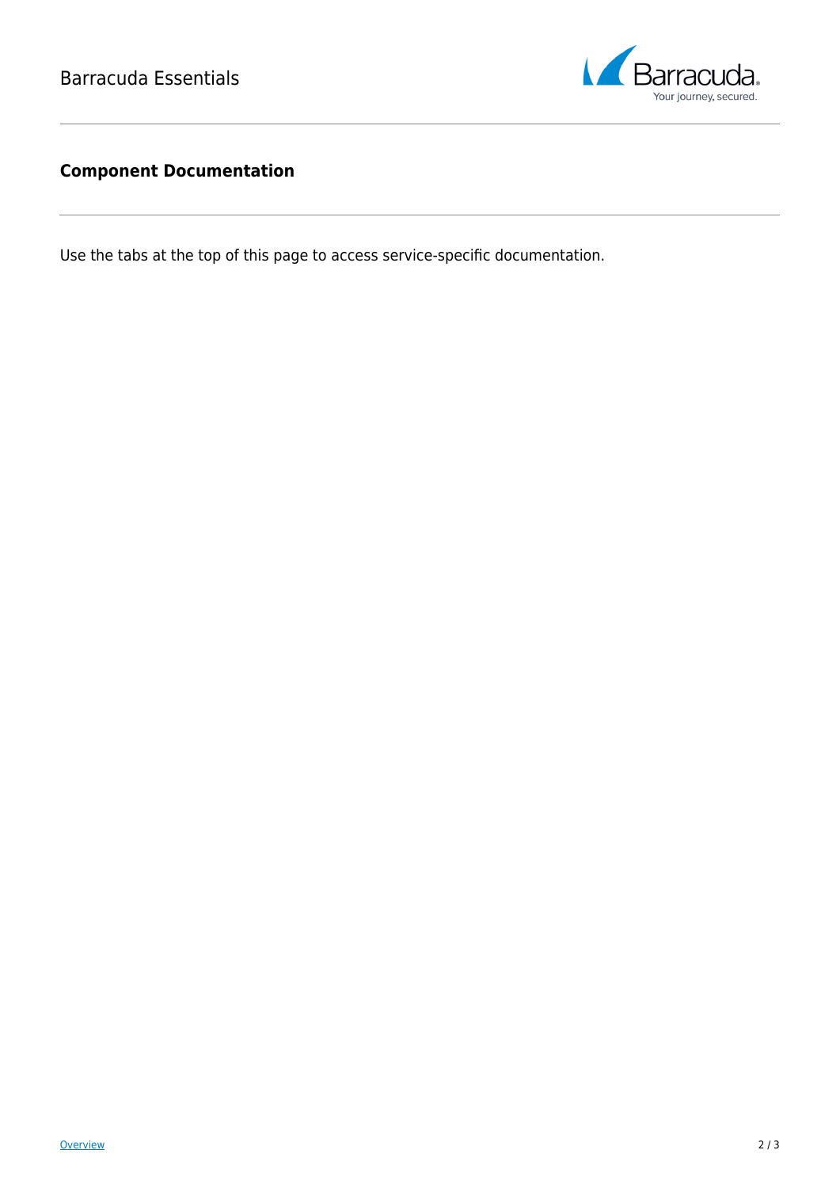# Component Documentation

Use the tabs at the top of this page to access service-specific documentation.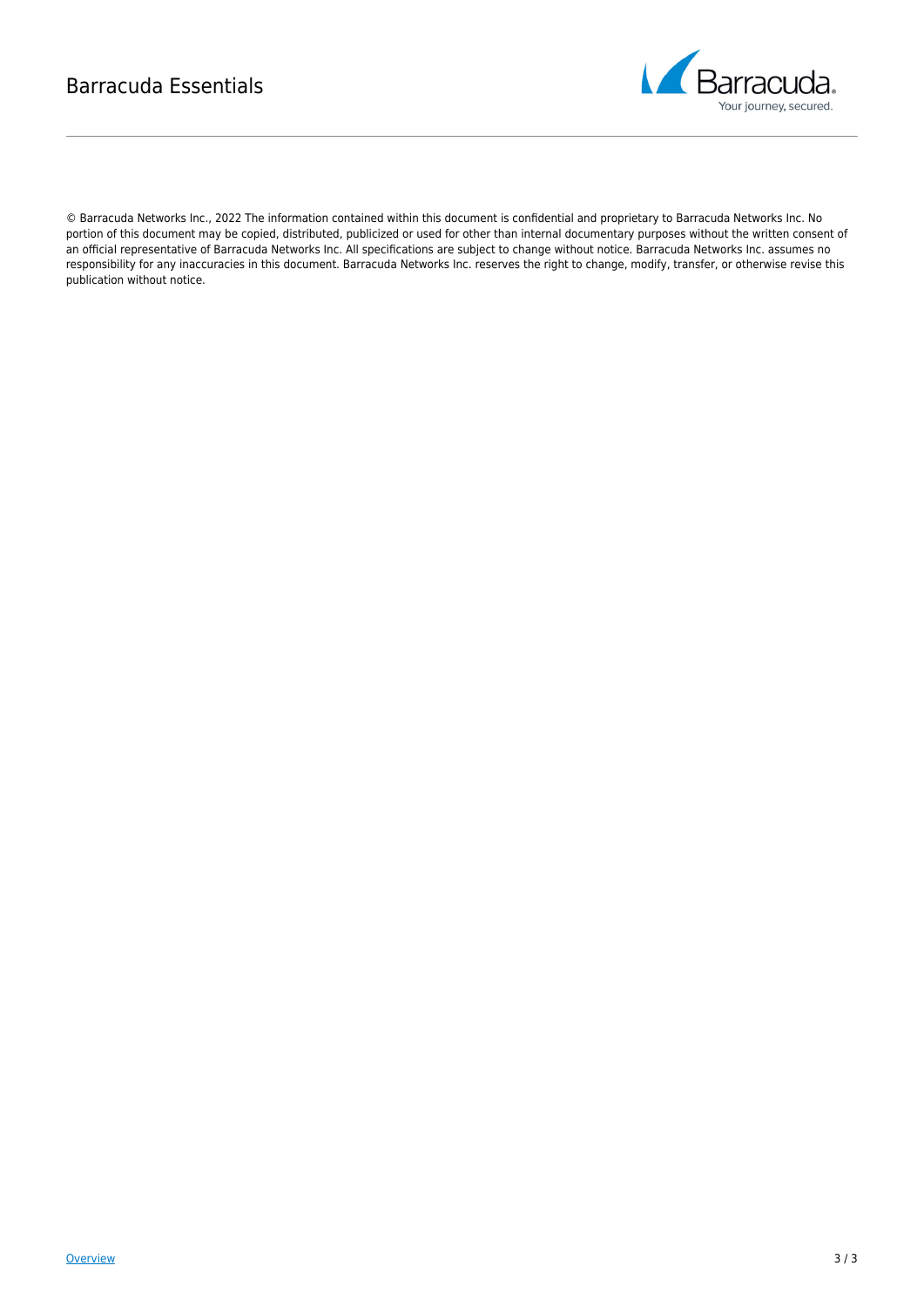© Barracuda Networks Inc., 2022 The information contained within this document is confidential and proprietary to Barracuda Networks Inc. No portion of this document may be copied, distributed, publicized or used for other than internal documentary purposes without the written consent of an official representative of Barracuda Networks Inc. All specifications are subject to change without notice. Barracuda Networks Inc. assumes no responsibility for any inaccuracies in this document. Barracuda Networks Inc. reserves the right to change, modify, transfer, or otherwise revise this publication without notice.